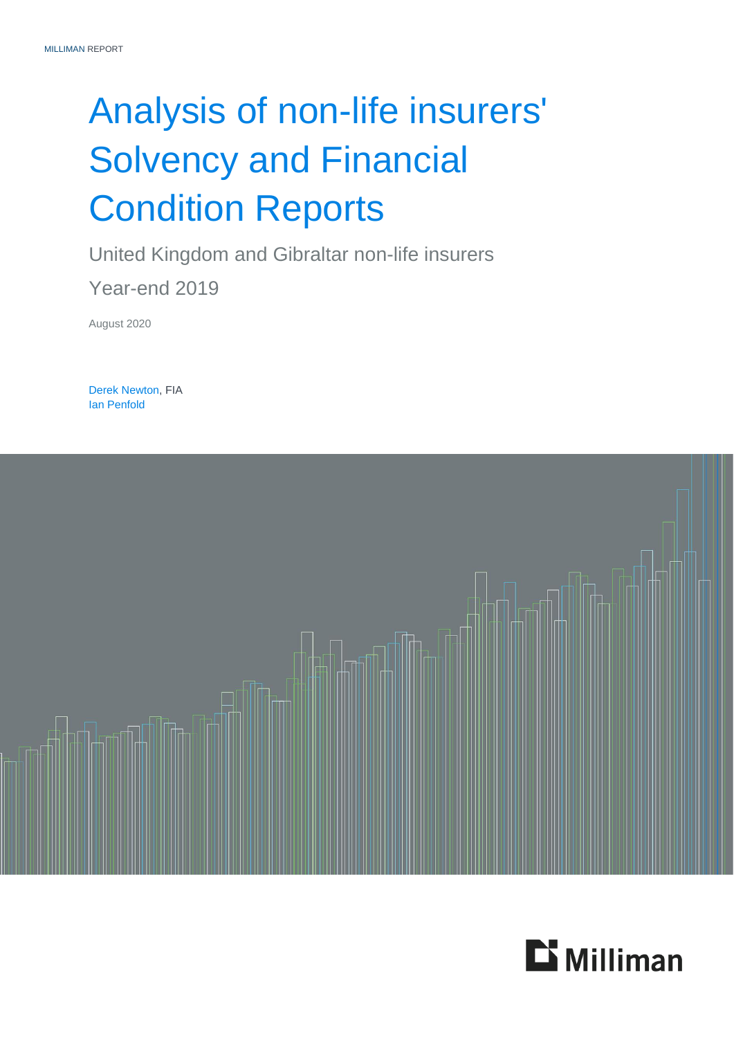MILLIMAN REPORT

# Analysis of non-life insurers' Solvency and Financial Condition Reports

United Kingdom and Gibraltar non-life insurers

Year-end 2019

August 2020

Derek Newton, FIA
Ian Penfold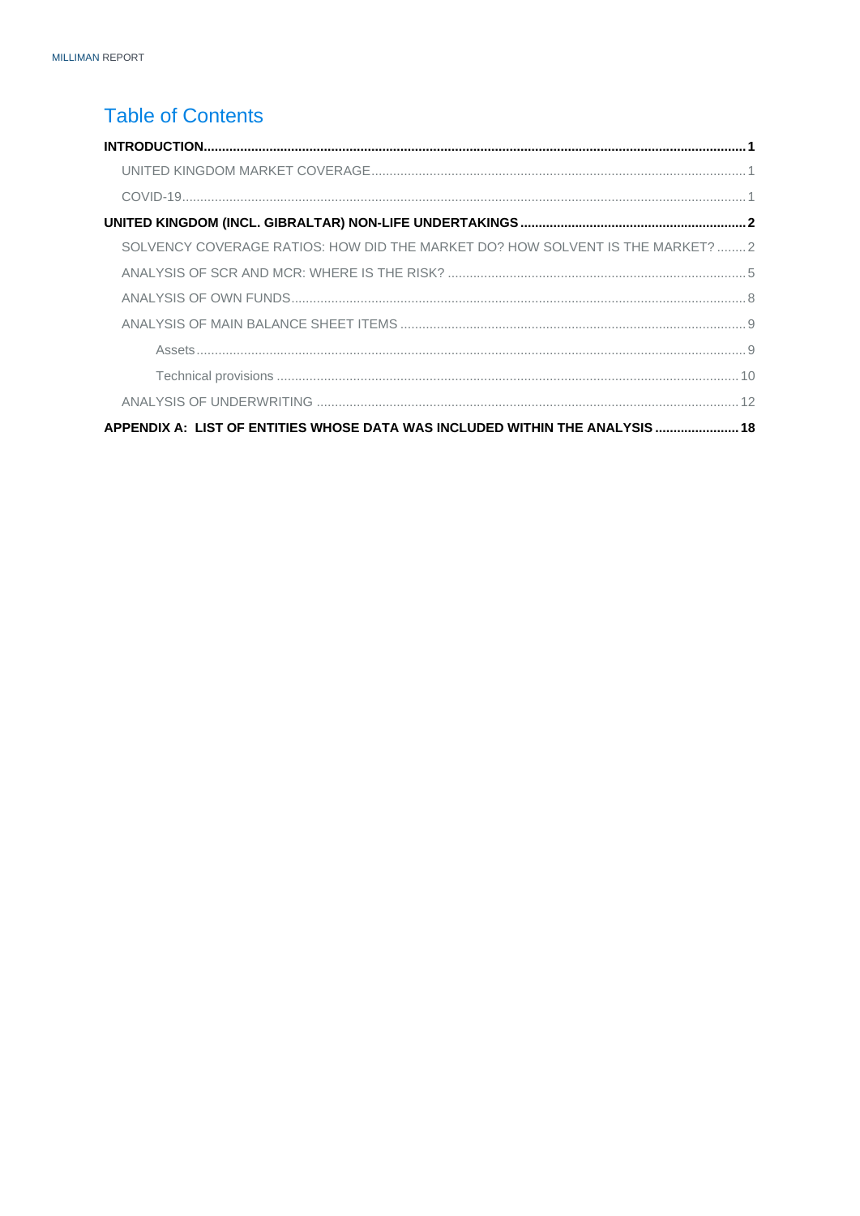# Table of Contents

**INTRODUCTION** ..... **1**

- UNITED KINGDOM MARKET COVERAGE ..... 1
- COVID-19 ..... 1

**UNITED KINGDOM (INCL. GIBRALTAR) NON-LIFE UNDERTAKINGS** ..... **2**

- SOLVENCY COVERAGE RATIOS: HOW DID THE MARKET DO? HOW SOLVENT IS THE MARKET? ..... 2
- ANALYSIS OF SCR AND MCR: WHERE IS THE RISK? ..... 5
- ANALYSIS OF OWN FUNDS ..... 8
- ANALYSIS OF MAIN BALANCE SHEET ITEMS ..... 9
  - Assets ..... 9
  - Technical provisions ..... 10
- ANALYSIS OF UNDERWRITING ..... 12

**APPENDIX A: LIST OF ENTITIES WHOSE DATA WAS INCLUDED WITHIN THE ANALYSIS** ..... **18**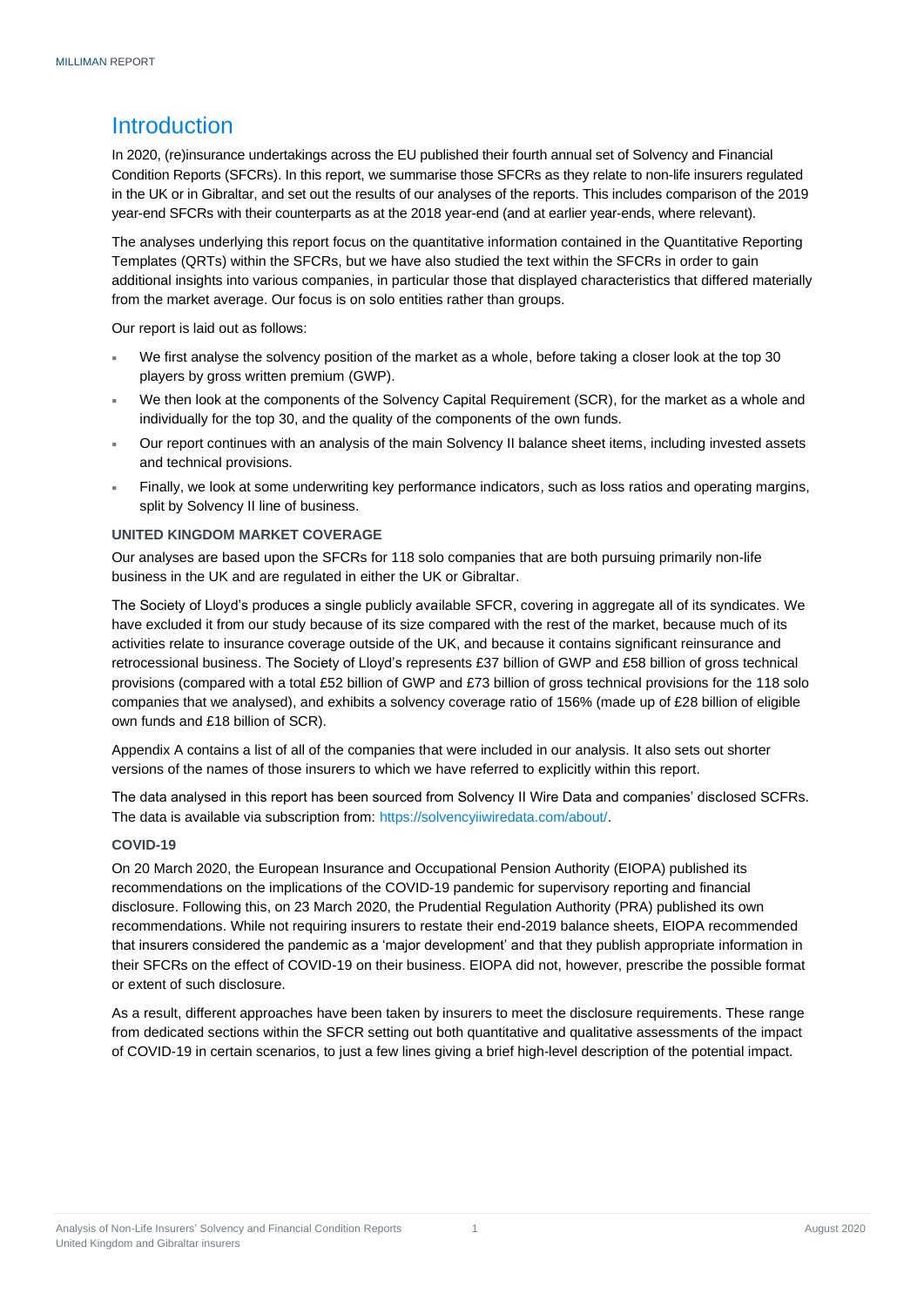# Introduction

In 2020, (re)insurance undertakings across the EU published their fourth annual set of Solvency and Financial Condition Reports (SFCRs). In this report, we summarise those SFCRs as they relate to non-life insurers regulated in the UK or in Gibraltar, and set out the results of our analyses of the reports. This includes comparison of the 2019 year-end SFCRs with their counterparts as at the 2018 year-end (and at earlier year-ends, where relevant).

The analyses underlying this report focus on the quantitative information contained in the Quantitative Reporting Templates (QRTs) within the SFCRs, but we have also studied the text within the SFCRs in order to gain additional insights into various companies, in particular those that displayed characteristics that differed materially from the market average. Our focus is on solo entities rather than groups.

Our report is laid out as follows:

- We first analyse the solvency position of the market as a whole, before taking a closer look at the top 30 players by gross written premium (GWP).
- We then look at the components of the Solvency Capital Requirement (SCR), for the market as a whole and individually for the top 30, and the quality of the components of the own funds.
- Our report continues with an analysis of the main Solvency II balance sheet items, including invested assets and technical provisions.
- Finally, we look at some underwriting key performance indicators, such as loss ratios and operating margins, split by Solvency II line of business.

### UNITED KINGDOM MARKET COVERAGE

Our analyses are based upon the SFCRs for 118 solo companies that are both pursuing primarily non-life business in the UK and are regulated in either the UK or Gibraltar.

The Society of Lloyd's produces a single publicly available SFCR, covering in aggregate all of its syndicates. We have excluded it from our study because of its size compared with the rest of the market, because much of its activities relate to insurance coverage outside of the UK, and because it contains significant reinsurance and retrocessional business. The Society of Lloyd's represents £37 billion of GWP and £58 billion of gross technical provisions (compared with a total £52 billion of GWP and £73 billion of gross technical provisions for the 118 solo companies that we analysed), and exhibits a solvency coverage ratio of 156% (made up of £28 billion of eligible own funds and £18 billion of SCR).

Appendix A contains a list of all of the companies that were included in our analysis. It also sets out shorter versions of the names of those insurers to which we have referred to explicitly within this report.

The data analysed in this report has been sourced from Solvency II Wire Data and companies' disclosed SCFRs. The data is available via subscription from: https://solvencyiiwiredata.com/about/.

### COVID-19

On 20 March 2020, the European Insurance and Occupational Pension Authority (EIOPA) published its recommendations on the implications of the COVID-19 pandemic for supervisory reporting and financial disclosure. Following this, on 23 March 2020, the Prudential Regulation Authority (PRA) published its own recommendations. While not requiring insurers to restate their end-2019 balance sheets, EIOPA recommended that insurers considered the pandemic as a 'major development' and that they publish appropriate information in their SFCRs on the effect of COVID-19 on their business. EIOPA did not, however, prescribe the possible format or extent of such disclosure.

As a result, different approaches have been taken by insurers to meet the disclosure requirements. These range from dedicated sections within the SFCR setting out both quantitative and qualitative assessments of the impact of COVID-19 in certain scenarios, to just a few lines giving a brief high-level description of the potential impact.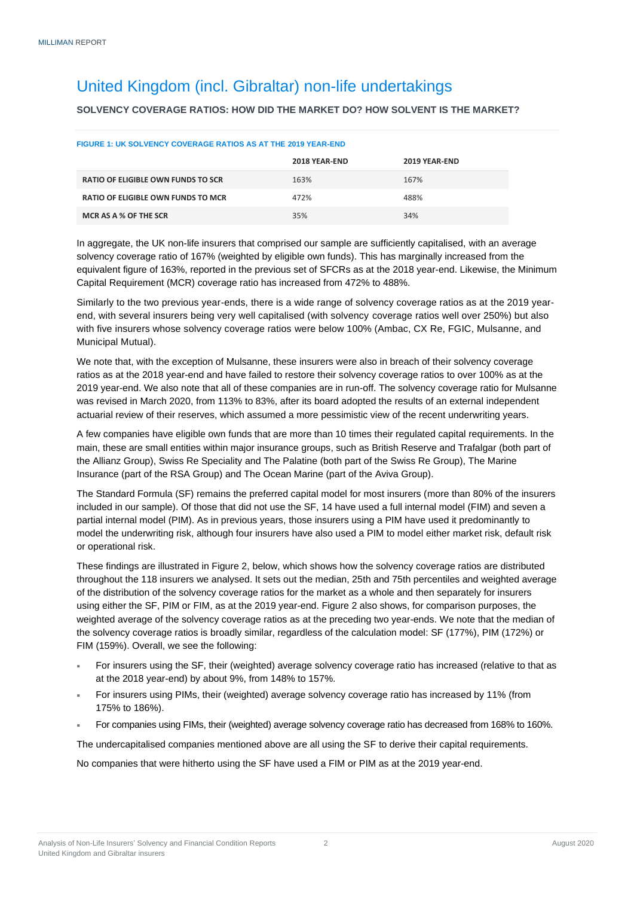# United Kingdom (incl. Gibraltar) non-life undertakings

**SOLVENCY COVERAGE RATIOS: HOW DID THE MARKET DO? HOW SOLVENT IS THE MARKET?**

**FIGURE 1: UK SOLVENCY COVERAGE RATIOS AS AT THE 2019 YEAR-END**

| | 2018 YEAR-END | 2019 YEAR-END |
|---|---|---|
| **RATIO OF ELIGIBLE OWN FUNDS TO SCR** | 163% | 167% |
| **RATIO OF ELIGIBLE OWN FUNDS TO MCR** | 472% | 488% |
| **MCR AS A % OF THE SCR** | 35% | 34% |

In aggregate, the UK non-life insurers that comprised our sample are sufficiently capitalised, with an average solvency coverage ratio of 167% (weighted by eligible own funds). This has marginally increased from the equivalent figure of 163%, reported in the previous set of SFCRs as at the 2018 year-end. Likewise, the Minimum Capital Requirement (MCR) coverage ratio has increased from 472% to 488%.

Similarly to the two previous year-ends, there is a wide range of solvency coverage ratios as at the 2019 year-end, with several insurers being very well capitalised (with solvency coverage ratios well over 250%) but also with five insurers whose solvency coverage ratios were below 100% (Ambac, CX Re, FGIC, Mulsanne, and Municipal Mutual).

We note that, with the exception of Mulsanne, these insurers were also in breach of their solvency coverage ratios as at the 2018 year-end and have failed to restore their solvency coverage ratios to over 100% as at the 2019 year-end. We also note that all of these companies are in run-off. The solvency coverage ratio for Mulsanne was revised in March 2020, from 113% to 83%, after its board adopted the results of an external independent actuarial review of their reserves, which assumed a more pessimistic view of the recent underwriting years.

A few companies have eligible own funds that are more than 10 times their regulated capital requirements. In the main, these are small entities within major insurance groups, such as British Reserve and Trafalgar (both part of the Allianz Group), Swiss Re Speciality and The Palatine (both part of the Swiss Re Group), The Marine Insurance (part of the RSA Group) and The Ocean Marine (part of the Aviva Group).

The Standard Formula (SF) remains the preferred capital model for most insurers (more than 80% of the insurers included in our sample). Of those that did not use the SF, 14 have used a full internal model (FIM) and seven a partial internal model (PIM). As in previous years, those insurers using a PIM have used it predominantly to model the underwriting risk, although four insurers have also used a PIM to model either market risk, default risk or operational risk.

These findings are illustrated in Figure 2, below, which shows how the solvency coverage ratios are distributed throughout the 118 insurers we analysed. It sets out the median, 25th and 75th percentiles and weighted average of the distribution of the solvency coverage ratios for the market as a whole and then separately for insurers using either the SF, PIM or FIM, as at the 2019 year-end. Figure 2 also shows, for comparison purposes, the weighted average of the solvency coverage ratios as at the preceding two year-ends. We note that the median of the solvency coverage ratios is broadly similar, regardless of the calculation model: SF (177%), PIM (172%) or FIM (159%). Overall, we see the following:

- For insurers using the SF, their (weighted) average solvency coverage ratio has increased (relative to that as at the 2018 year-end) by about 9%, from 148% to 157%.
- For insurers using PIMs, their (weighted) average solvency coverage ratio has increased by 11% (from 175% to 186%).
- For companies using FIMs, their (weighted) average solvency coverage ratio has decreased from 168% to 160%.

The undercapitalised companies mentioned above are all using the SF to derive their capital requirements.

No companies that were hitherto using the SF have used a FIM or PIM as at the 2019 year-end.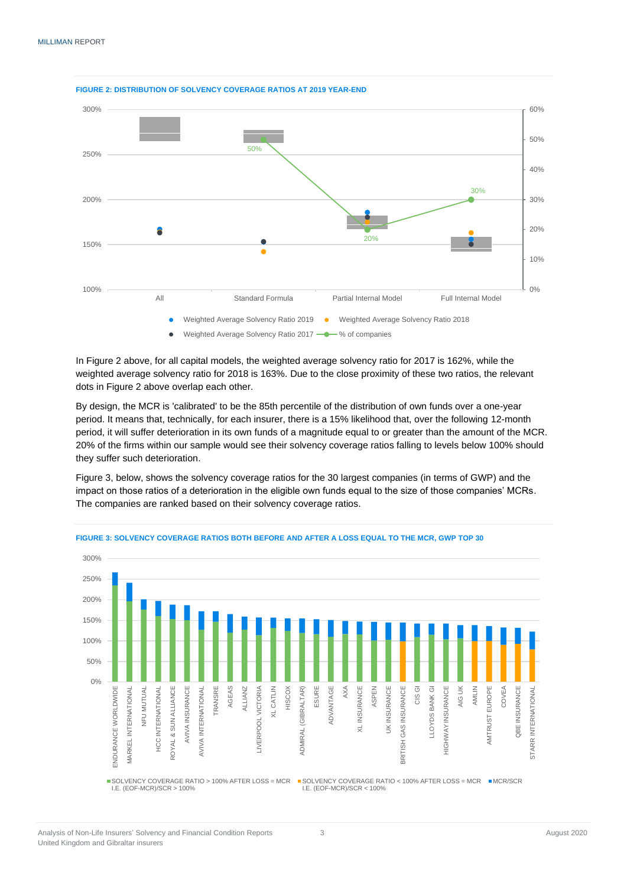**FIGURE 2: DISTRIBUTION OF SOLVENCY COVERAGE RATIOS AT 2019 YEAR-END**

In Figure 2 above, for all capital models, the weighted average solvency ratio for 2017 is 162%, while the weighted average solvency ratio for 2018 is 163%. Due to the close proximity of these two ratios, the relevant dots in Figure 2 above overlap each other.

By design, the MCR is 'calibrated' to be the 85th percentile of the distribution of own funds over a one-year period. It means that, technically, for each insurer, there is a 15% likelihood that, over the following 12-month period, it will suffer deterioration in its own funds of a magnitude equal to or greater than the amount of the MCR. 20% of the firms within our sample would see their solvency coverage ratios falling to levels below 100% should they suffer such deterioration.

Figure 3, below, shows the solvency coverage ratios for the 30 largest companies (in terms of GWP) and the impact on those ratios of a deterioration in the eligible own funds equal to the size of those companies' MCRs. The companies are ranked based on their solvency coverage ratios.

**FIGURE 3: SOLVENCY COVERAGE RATIOS BOTH BEFORE AND AFTER A LOSS EQUAL TO THE MCR, GWP TOP 30**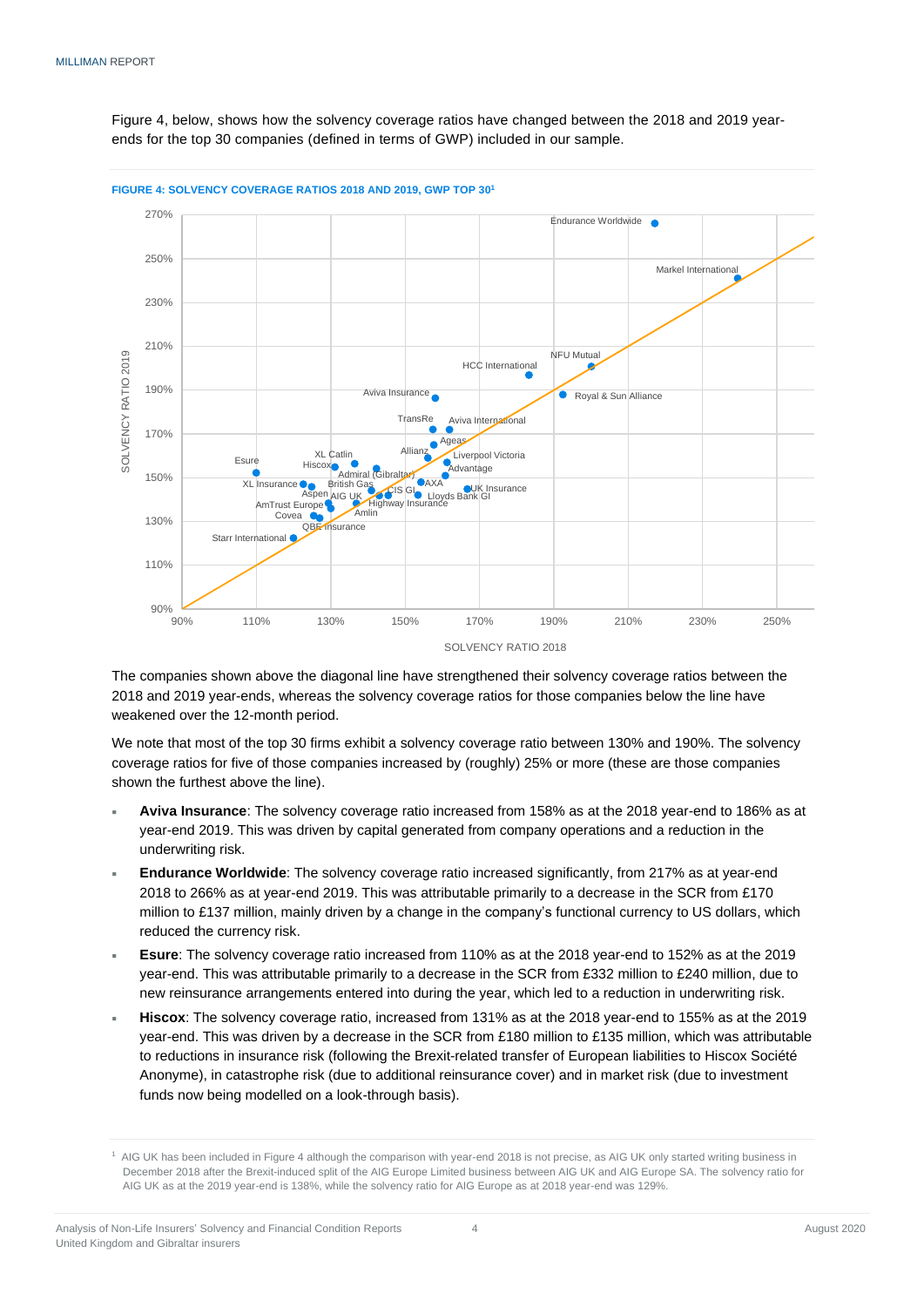Figure 4, below, shows how the solvency coverage ratios have changed between the 2018 and 2019 year-ends for the top 30 companies (defined in terms of GWP) included in our sample.

**FIGURE 4: SOLVENCY COVERAGE RATIOS 2018 AND 2019, GWP TOP 30**[1]

The companies shown above the diagonal line have strengthened their solvency coverage ratios between the 2018 and 2019 year-ends, whereas the solvency coverage ratios for those companies below the line have weakened over the 12-month period.

We note that most of the top 30 firms exhibit a solvency coverage ratio between 130% and 190%. The solvency coverage ratios for five of those companies increased by (roughly) 25% or more (these are those companies shown the furthest above the line).

- **Aviva Insurance**: The solvency coverage ratio increased from 158% as at the 2018 year-end to 186% as at year-end 2019. This was driven by capital generated from company operations and a reduction in the underwriting risk.
- **Endurance Worldwide**: The solvency coverage ratio increased significantly, from 217% as at year-end 2018 to 266% as at year-end 2019. This was attributable primarily to a decrease in the SCR from £170 million to £137 million, mainly driven by a change in the company's functional currency to US dollars, which reduced the currency risk.
- **Esure**: The solvency coverage ratio increased from 110% as at the 2018 year-end to 152% as at the 2019 year-end. This was attributable primarily to a decrease in the SCR from £332 million to £240 million, due to new reinsurance arrangements entered into during the year, which led to a reduction in underwriting risk.
- **Hiscox**: The solvency coverage ratio, increased from 131% as at the 2018 year-end to 155% as at the 2019 year-end. This was driven by a decrease in the SCR from £180 million to £135 million, which was attributable to reductions in insurance risk (following the Brexit-related transfer of European liabilities to Hiscox Société Anonyme), in catastrophe risk (due to additional reinsurance cover) and in market risk (due to investment funds now being modelled on a look-through basis).

[1] AIG UK has been included in Figure 4 although the comparison with year-end 2018 is not precise, as AIG UK only started writing business in December 2018 after the Brexit-induced split of the AIG Europe Limited business between AIG UK and AIG Europe SA. The solvency ratio for AIG UK as at the 2019 year-end is 138%, while the solvency ratio for AIG Europe as at 2018 year-end was 129%.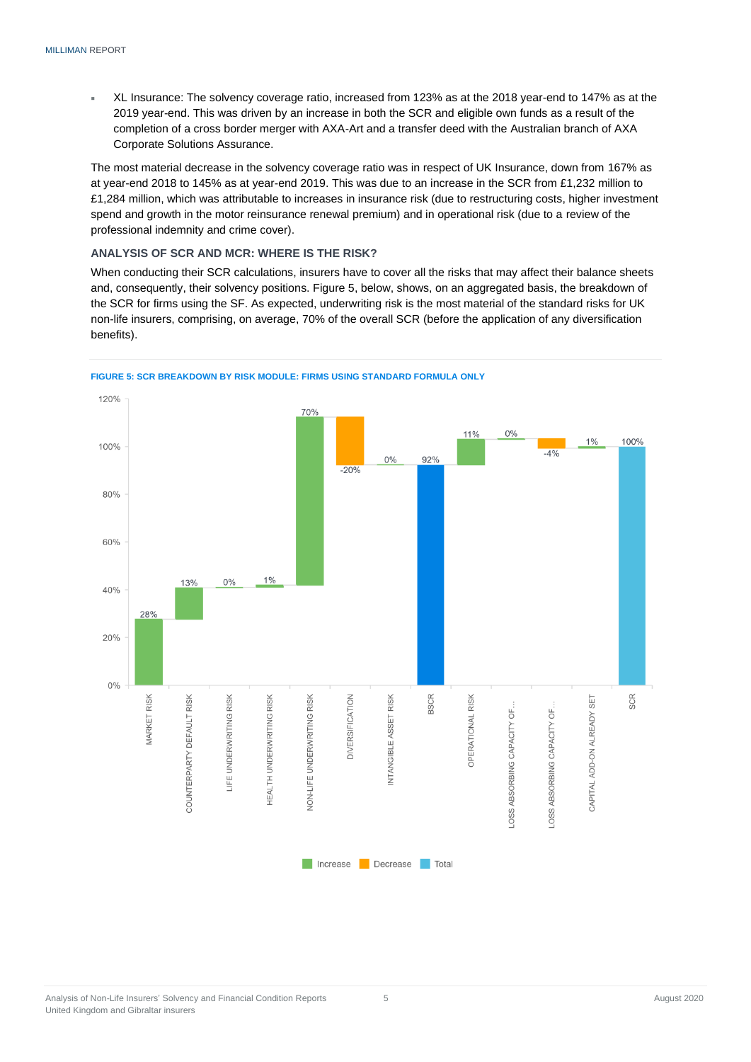- XL Insurance: The solvency coverage ratio, increased from 123% as at the 2018 year-end to 147% as at the 2019 year-end. This was driven by an increase in both the SCR and eligible own funds as a result of the completion of a cross border merger with AXA-Art and a transfer deed with the Australian branch of AXA Corporate Solutions Assurance.

The most material decrease in the solvency coverage ratio was in respect of UK Insurance, down from 167% as at year-end 2018 to 145% as at year-end 2019. This was due to an increase in the SCR from £1,232 million to £1,284 million, which was attributable to increases in insurance risk (due to restructuring costs, higher investment spend and growth in the motor reinsurance renewal premium) and in operational risk (due to a review of the professional indemnity and crime cover).

### ANALYSIS OF SCR AND MCR: WHERE IS THE RISK?

When conducting their SCR calculations, insurers have to cover all the risks that may affect their balance sheets and, consequently, their solvency positions. Figure 5, below, shows, on an aggregated basis, the breakdown of the SCR for firms using the SF. As expected, underwriting risk is the most material of the standard risks for UK non-life insurers, comprising, on average, 70% of the overall SCR (before the application of any diversification benefits).

**FIGURE 5: SCR BREAKDOWN BY RISK MODULE: FIRMS USING STANDARD FORMULA ONLY**

| Risk module | Value | Type |
|---|---|---|
| MARKET RISK | 28% | Increase |
| COUNTERPARTY DEFAULT RISK | 13% | Increase |
| LIFE UNDERWRITING RISK | 0% | Increase |
| HEALTH UNDERWRITING RISK | 1% | Increase |
| NON-LIFE UNDERWRITING RISK | 70% | Increase |
| DIVERSIFICATION | -20% | Decrease |
| INTANGIBLE ASSET RISK | 0% | Increase |
| BSCR | 92% | Total |
| OPERATIONAL RISK | 11% | Increase |
| LOSS ABSORBING CAPACITY OF... | 0% | Increase |
| LOSS ABSORBING CAPACITY OF... | -4% | Decrease |
| CAPITAL ADD-ON ALREADY SET | 1% | Increase |
| SCR | 100% | Total |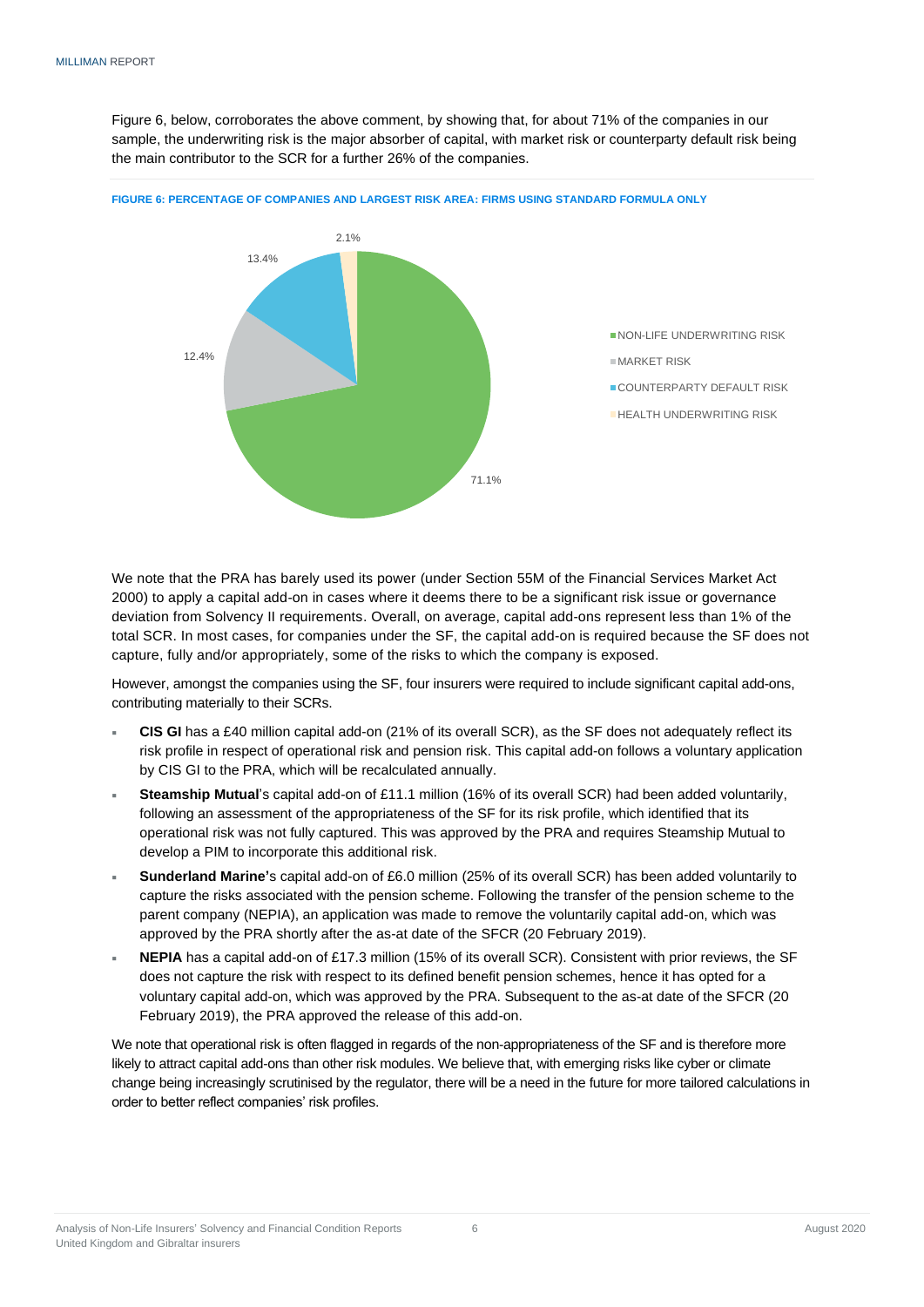Figure 6, below, corroborates the above comment, by showing that, for about 71% of the companies in our sample, the underwriting risk is the major absorber of capital, with market risk or counterparty default risk being the main contributor to the SCR for a further 26% of the companies.

**FIGURE 6: PERCENTAGE OF COMPANIES AND LARGEST RISK AREA: FIRMS USING STANDARD FORMULA ONLY**

| Risk area | Percentage |
|---|---|
| NON-LIFE UNDERWRITING RISK | 71.1% |
| MARKET RISK | 12.4% |
| COUNTERPARTY DEFAULT RISK | 13.4% |
| HEALTH UNDERWRITING RISK | 2.1% |

We note that the PRA has barely used its power (under Section 55M of the Financial Services Market Act 2000) to apply a capital add-on in cases where it deems there to be a significant risk issue or governance deviation from Solvency II requirements. Overall, on average, capital add-ons represent less than 1% of the total SCR. In most cases, for companies under the SF, the capital add-on is required because the SF does not capture, fully and/or appropriately, some of the risks to which the company is exposed.

However, amongst the companies using the SF, four insurers were required to include significant capital add-ons, contributing materially to their SCRs.

- **CIS GI** has a £40 million capital add-on (21% of its overall SCR), as the SF does not adequately reflect its risk profile in respect of operational risk and pension risk. This capital add-on follows a voluntary application by CIS GI to the PRA, which will be recalculated annually.
- **Steamship Mutual**'s capital add-on of £11.1 million (16% of its overall SCR) had been added voluntarily, following an assessment of the appropriateness of the SF for its risk profile, which identified that its operational risk was not fully captured. This was approved by the PRA and requires Steamship Mutual to develop a PIM to incorporate this additional risk.
- **Sunderland Marine'**s capital add-on of £6.0 million (25% of its overall SCR) has been added voluntarily to capture the risks associated with the pension scheme. Following the transfer of the pension scheme to the parent company (NEPIA), an application was made to remove the voluntarily capital add-on, which was approved by the PRA shortly after the as-at date of the SFCR (20 February 2019).
- **NEPIA** has a capital add-on of £17.3 million (15% of its overall SCR). Consistent with prior reviews, the SF does not capture the risk with respect to its defined benefit pension schemes, hence it has opted for a voluntary capital add-on, which was approved by the PRA. Subsequent to the as-at date of the SFCR (20 February 2019), the PRA approved the release of this add-on.

We note that operational risk is often flagged in regards of the non-appropriateness of the SF and is therefore more likely to attract capital add-ons than other risk modules. We believe that, with emerging risks like cyber or climate change being increasingly scrutinised by the regulator, there will be a need in the future for more tailored calculations in order to better reflect companies' risk profiles.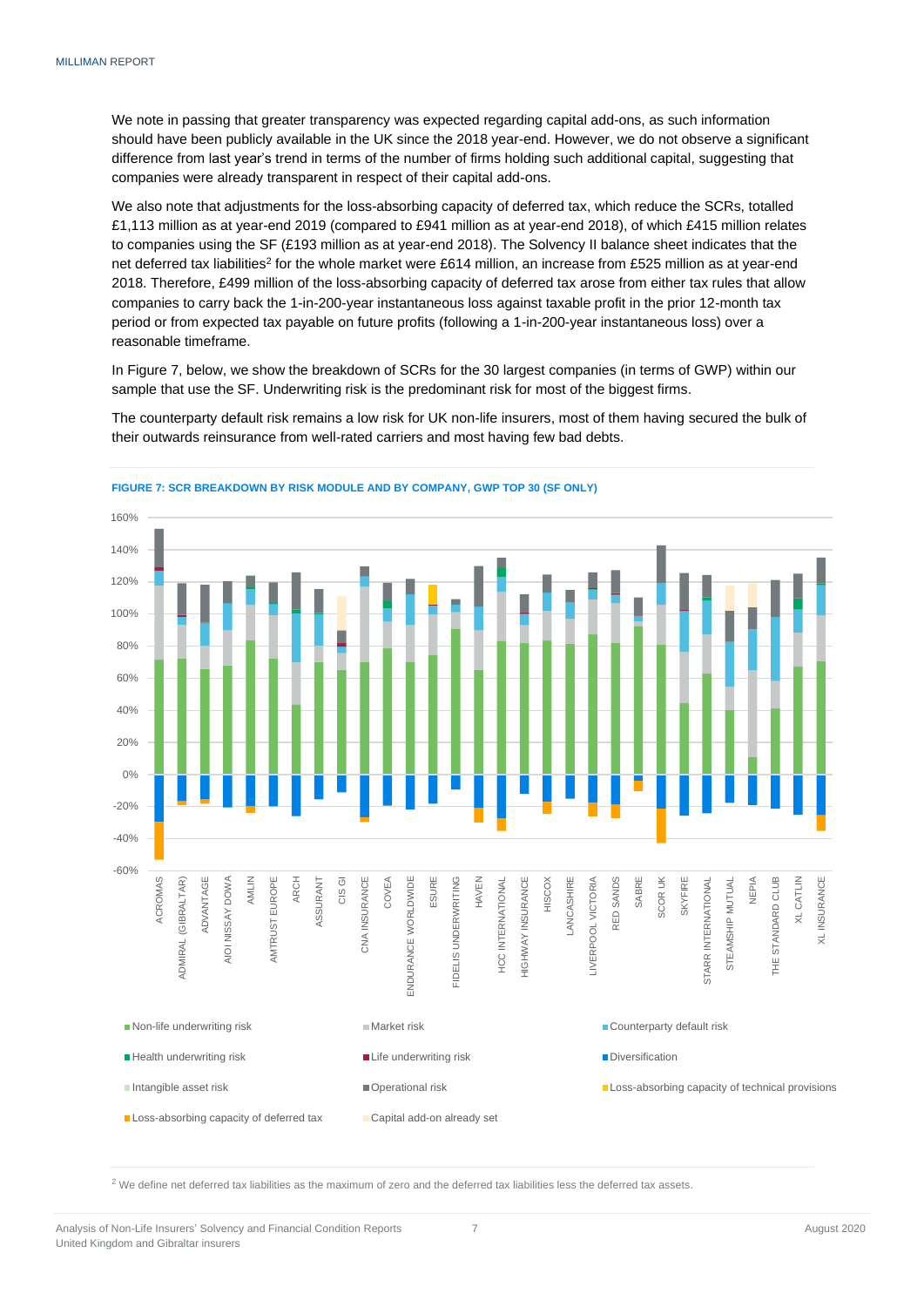We note in passing that greater transparency was expected regarding capital add-ons, as such information should have been publicly available in the UK since the 2018 year-end. However, we do not observe a significant difference from last year's trend in terms of the number of firms holding such additional capital, suggesting that companies were already transparent in respect of their capital add-ons.

We also note that adjustments for the loss-absorbing capacity of deferred tax, which reduce the SCRs, totalled £1,113 million as at year-end 2019 (compared to £941 million as at year-end 2018), of which £415 million relates to companies using the SF (£193 million as at year-end 2018). The Solvency II balance sheet indicates that the net deferred tax liabilities[2] for the whole market were £614 million, an increase from £525 million as at year-end 2018. Therefore, £499 million of the loss-absorbing capacity of deferred tax arose from either tax rules that allow companies to carry back the 1-in-200-year instantaneous loss against taxable profit in the prior 12-month tax period or from expected tax payable on future profits (following a 1-in-200-year instantaneous loss) over a reasonable timeframe.

In Figure 7, below, we show the breakdown of SCRs for the 30 largest companies (in terms of GWP) within our sample that use the SF. Underwriting risk is the predominant risk for most of the biggest firms.

The counterparty default risk remains a low risk for UK non-life insurers, most of them having secured the bulk of their outwards reinsurance from well-rated carriers and most having few bad debts.

**FIGURE 7: SCR BREAKDOWN BY RISK MODULE AND BY COMPANY, GWP TOP 30 (SF ONLY)**

Companies: ACROMAS, ADMIRAL (GIBRALTAR), ADVANTAGE, AIOI NISSAY DOWA, AMLIN, AMTRUST EUROPE, ARCH, ASSURANT, CIS GI, CNA INSURANCE, COVEA, ENDURANCE WORLDWIDE, ESURE, FIDELIS UNDERWRITING, HAVEN, HCC INTERNATIONAL, HIGHWAY INSURANCE, HISCOX, LANCASHIRE, LIVERPOOL VICTORIA, RED SANDS, SABRE, SCOR UK, SKYFIRE, STARR INTERNATIONAL, STEAMSHIP MUTUAL, NEPIA, THE STANDARD CLUB, XL CATLIN, XL INSURANCE

Legend: Non-life underwriting risk; Market risk; Counterparty default risk; Health underwriting risk; Life underwriting risk; Diversification; Intangible asset risk; Operational risk; Loss-absorbing capacity of technical provisions; Loss-absorbing capacity of deferred tax; Capital add-on already set

---

[2] We define net deferred tax liabilities as the maximum of zero and the deferred tax liabilities less the deferred tax assets.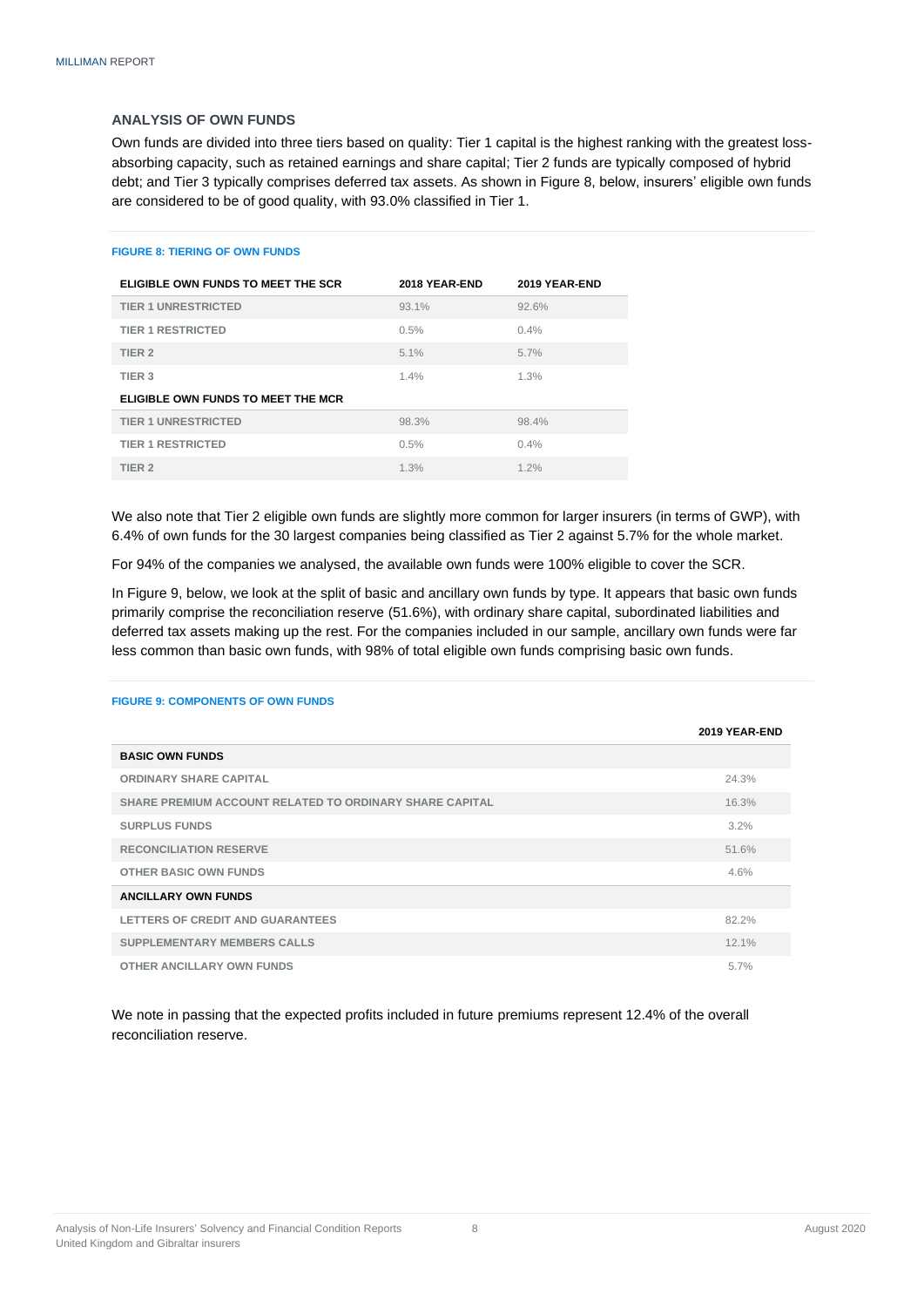### ANALYSIS OF OWN FUNDS

Own funds are divided into three tiers based on quality: Tier 1 capital is the highest ranking with the greatest loss-absorbing capacity, such as retained earnings and share capital; Tier 2 funds are typically composed of hybrid debt; and Tier 3 typically comprises deferred tax assets. As shown in Figure 8, below, insurers' eligible own funds are considered to be of good quality, with 93.0% classified in Tier 1.

**FIGURE 8: TIERING OF OWN FUNDS**

| ELIGIBLE OWN FUNDS TO MEET THE SCR | 2018 YEAR-END | 2019 YEAR-END |
|---|---|---|
| TIER 1 UNRESTRICTED | 93.1% | 92.6% |
| TIER 1 RESTRICTED | 0.5% | 0.4% |
| TIER 2 | 5.1% | 5.7% |
| TIER 3 | 1.4% | 1.3% |
| **ELIGIBLE OWN FUNDS TO MEET THE MCR** | | |
| TIER 1 UNRESTRICTED | 98.3% | 98.4% |
| TIER 1 RESTRICTED | 0.5% | 0.4% |
| TIER 2 | 1.3% | 1.2% |

We also note that Tier 2 eligible own funds are slightly more common for larger insurers (in terms of GWP), with 6.4% of own funds for the 30 largest companies being classified as Tier 2 against 5.7% for the whole market.

For 94% of the companies we analysed, the available own funds were 100% eligible to cover the SCR.

In Figure 9, below, we look at the split of basic and ancillary own funds by type. It appears that basic own funds primarily comprise the reconciliation reserve (51.6%), with ordinary share capital, subordinated liabilities and deferred tax assets making up the rest. For the companies included in our sample, ancillary own funds were far less common than basic own funds, with 98% of total eligible own funds comprising basic own funds.

**FIGURE 9: COMPONENTS OF OWN FUNDS**

| | 2019 YEAR-END |
|---|---|
| **BASIC OWN FUNDS** | |
| ORDINARY SHARE CAPITAL | 24.3% |
| SHARE PREMIUM ACCOUNT RELATED TO ORDINARY SHARE CAPITAL | 16.3% |
| SURPLUS FUNDS | 3.2% |
| RECONCILIATION RESERVE | 51.6% |
| OTHER BASIC OWN FUNDS | 4.6% |
| **ANCILLARY OWN FUNDS** | |
| LETTERS OF CREDIT AND GUARANTEES | 82.2% |
| SUPPLEMENTARY MEMBERS CALLS | 12.1% |
| OTHER ANCILLARY OWN FUNDS | 5.7% |

We note in passing that the expected profits included in future premiums represent 12.4% of the overall reconciliation reserve.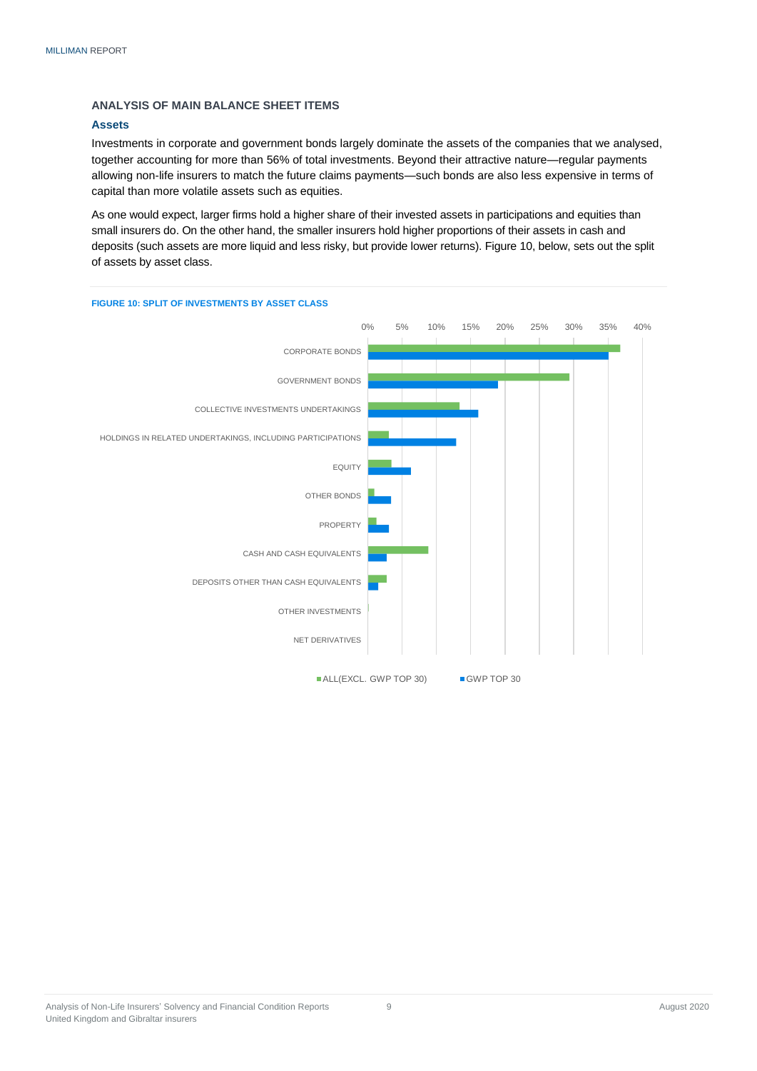## ANALYSIS OF MAIN BALANCE SHEET ITEMS

### Assets

Investments in corporate and government bonds largely dominate the assets of the companies that we analysed, together accounting for more than 56% of total investments. Beyond their attractive nature—regular payments allowing non-life insurers to match the future claims payments—such bonds are also less expensive in terms of capital than more volatile assets such as equities.

As one would expect, larger firms hold a higher share of their invested assets in participations and equities than small insurers do. On the other hand, the smaller insurers hold higher proportions of their assets in cash and deposits (such assets are more liquid and less risky, but provide lower returns). Figure 10, below, sets out the split of assets by asset class.

**FIGURE 10: SPLIT OF INVESTMENTS BY ASSET CLASS**

0% 5% 10% 15% 20% 25% 30% 35% 40%

CORPORATE BONDS

GOVERNMENT BONDS

COLLECTIVE INVESTMENTS UNDERTAKINGS

HOLDINGS IN RELATED UNDERTAKINGS, INCLUDING PARTICIPATIONS

EQUITY

OTHER BONDS

PROPERTY

CASH AND CASH EQUIVALENTS

DEPOSITS OTHER THAN CASH EQUIVALENTS

OTHER INVESTMENTS

NET DERIVATIVES

ALL(EXCL. GWP TOP 30) GWP TOP 30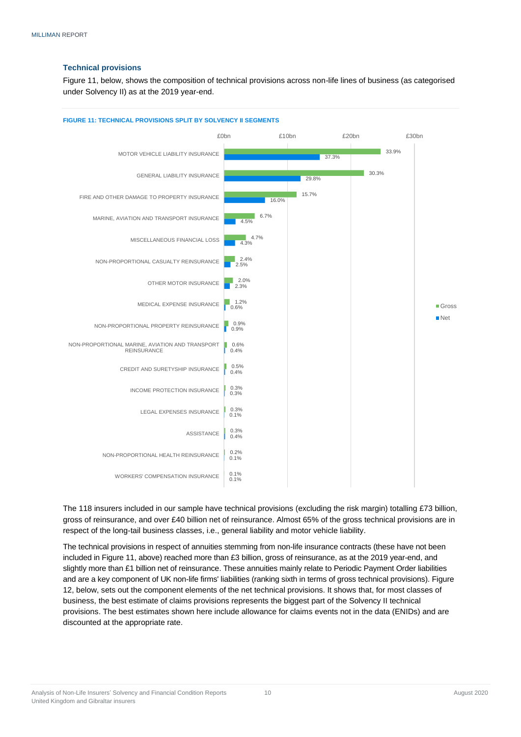### Technical provisions

Figure 11, below, shows the composition of technical provisions across non-life lines of business (as categorised under Solvency II) as at the 2019 year-end.

**FIGURE 11: TECHNICAL PROVISIONS SPLIT BY SOLVENCY II SEGMENTS**

| Line of business | Gross | Net |
|---|---|---|
| MOTOR VEHICLE LIABILITY INSURANCE | 33.9% | 37.3% |
| GENERAL LIABILITY INSURANCE | 30.3% | 29.8% |
| FIRE AND OTHER DAMAGE TO PROPERTY INSURANCE | 15.7% | 16.0% |
| MARINE, AVIATION AND TRANSPORT INSURANCE | 6.7% | 4.5% |
| MISCELLANEOUS FINANCIAL LOSS | 4.7% | 4.3% |
| NON-PROPORTIONAL CASUALTY REINSURANCE | 2.4% | 2.5% |
| OTHER MOTOR INSURANCE | 2.0% | 2.3% |
| MEDICAL EXPENSE INSURANCE | 1.2% | 0.6% |
| NON-PROPORTIONAL PROPERTY REINSURANCE | 0.9% | 0.9% |
| NON-PROPORTIONAL MARINE, AVIATION AND TRANSPORT REINSURANCE | 0.6% | 0.4% |
| CREDIT AND SURETYSHIP INSURANCE | 0.5% | 0.4% |
| INCOME PROTECTION INSURANCE | 0.3% | 0.3% |
| LEGAL EXPENSES INSURANCE | 0.3% | 0.1% |
| ASSISTANCE | 0.3% | 0.4% |
| NON-PROPORTIONAL HEALTH REINSURANCE | 0.2% | 0.1% |
| WORKERS' COMPENSATION INSURANCE | 0.1% | 0.1% |

The 118 insurers included in our sample have technical provisions (excluding the risk margin) totalling £73 billion, gross of reinsurance, and over £40 billion net of reinsurance. Almost 65% of the gross technical provisions are in respect of the long-tail business classes, i.e., general liability and motor vehicle liability.

The technical provisions in respect of annuities stemming from non-life insurance contracts (these have not been included in Figure 11, above) reached more than £3 billion, gross of reinsurance, as at the 2019 year-end, and slightly more than £1 billion net of reinsurance. These annuities mainly relate to Periodic Payment Order liabilities and are a key component of UK non-life firms' liabilities (ranking sixth in terms of gross technical provisions). Figure 12, below, sets out the component elements of the net technical provisions. It shows that, for most classes of business, the best estimate of claims provisions represents the biggest part of the Solvency II technical provisions. The best estimates shown here include allowance for claims events not in the data (ENIDs) and are discounted at the appropriate rate.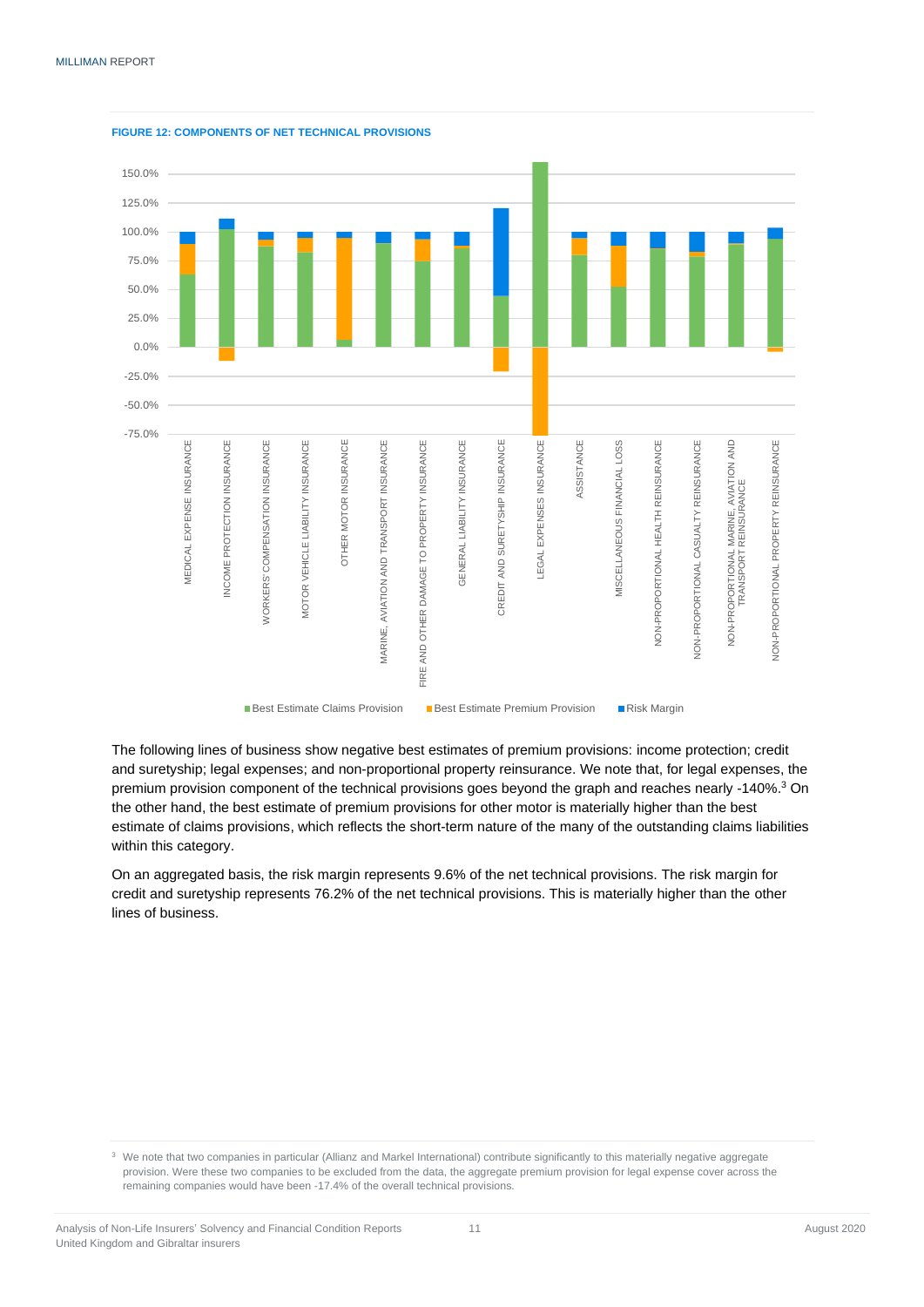**FIGURE 12: COMPONENTS OF NET TECHNICAL PROVISIONS**

The following lines of business show negative best estimates of premium provisions: income protection; credit and suretyship; legal expenses; and non-proportional property reinsurance. We note that, for legal expenses, the premium provision component of the technical provisions goes beyond the graph and reaches nearly -140%.[3] On the other hand, the best estimate of premium provisions for other motor is materially higher than the best estimate of claims provisions, which reflects the short-term nature of the many of the outstanding claims liabilities within this category.

On an aggregated basis, the risk margin represents 9.6% of the net technical provisions. The risk margin for credit and suretyship represents 76.2% of the net technical provisions. This is materially higher than the other lines of business.

[3] We note that two companies in particular (Allianz and Markel International) contribute significantly to this materially negative aggregate provision. Were these two companies to be excluded from the data, the aggregate premium provision for legal expense cover across the remaining companies would have been -17.4% of the overall technical provisions.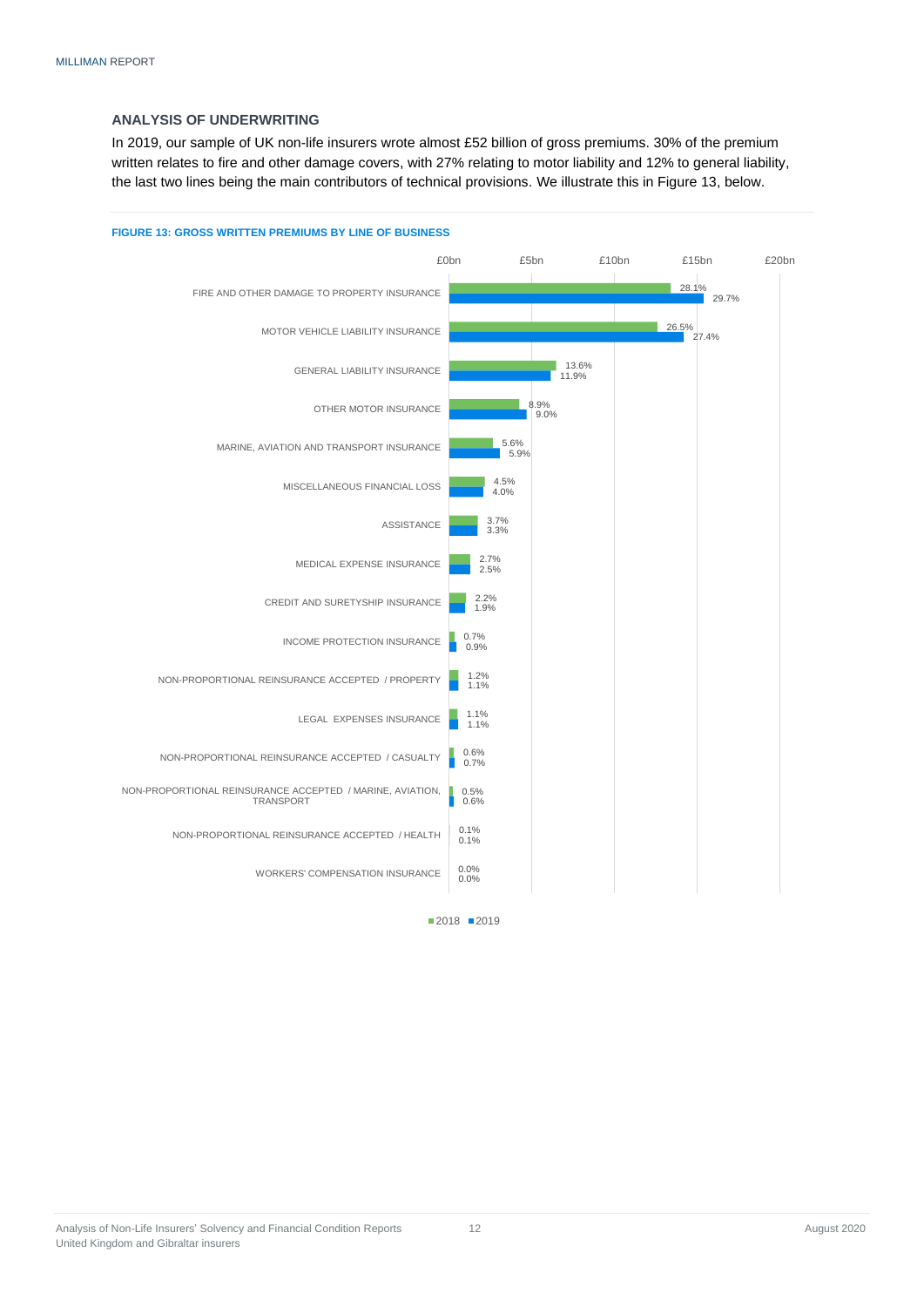## ANALYSIS OF UNDERWRITING

In 2019, our sample of UK non-life insurers wrote almost £52 billion of gross premiums. 30% of the premium written relates to fire and other damage covers, with 27% relating to motor liability and 12% to general liability, the last two lines being the main contributors of technical provisions. We illustrate this in Figure 13, below.

**FIGURE 13: GROSS WRITTEN PREMIUMS BY LINE OF BUSINESS**

| Line of business | 2018 | 2019 |
|---|---|---|
| FIRE AND OTHER DAMAGE TO PROPERTY INSURANCE | 28.1% | 29.7% |
| MOTOR VEHICLE LIABILITY INSURANCE | 26.5% | 27.4% |
| GENERAL LIABILITY INSURANCE | 13.6% | 11.9% |
| OTHER MOTOR INSURANCE | 8.9% | 9.0% |
| MARINE, AVIATION AND TRANSPORT INSURANCE | 5.6% | 5.9% |
| MISCELLANEOUS FINANCIAL LOSS | 4.5% | 4.0% |
| ASSISTANCE | 3.7% | 3.3% |
| MEDICAL EXPENSE INSURANCE | 2.7% | 2.5% |
| CREDIT AND SURETYSHIP INSURANCE | 2.2% | 1.9% |
| INCOME PROTECTION INSURANCE | 0.7% | 0.9% |
| NON-PROPORTIONAL REINSURANCE ACCEPTED / PROPERTY | 1.2% | 1.1% |
| LEGAL EXPENSES INSURANCE | 1.1% | 1.1% |
| NON-PROPORTIONAL REINSURANCE ACCEPTED / CASUALTY | 0.6% | 0.7% |
| NON-PROPORTIONAL REINSURANCE ACCEPTED / MARINE, AVIATION, TRANSPORT | 0.5% | 0.6% |
| NON-PROPORTIONAL REINSURANCE ACCEPTED / HEALTH | 0.1% | 0.1% |
| WORKERS' COMPENSATION INSURANCE | 0.0% | 0.0% |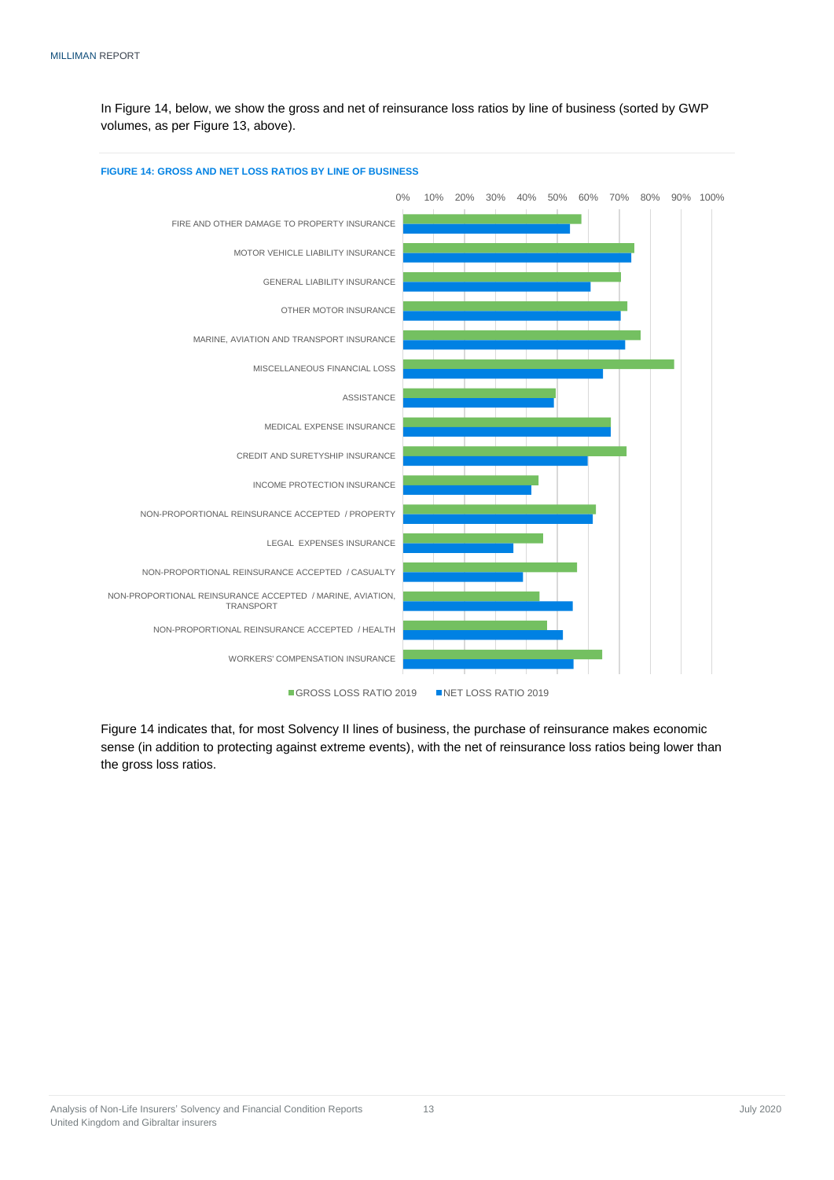In Figure 14, below, we show the gross and net of reinsurance loss ratios by line of business (sorted by GWP volumes, as per Figure 13, above).

**FIGURE 14: GROSS AND NET LOSS RATIOS BY LINE OF BUSINESS**

Figure 14 indicates that, for most Solvency II lines of business, the purchase of reinsurance makes economic sense (in addition to protecting against extreme events), with the net of reinsurance loss ratios being lower than the gross loss ratios.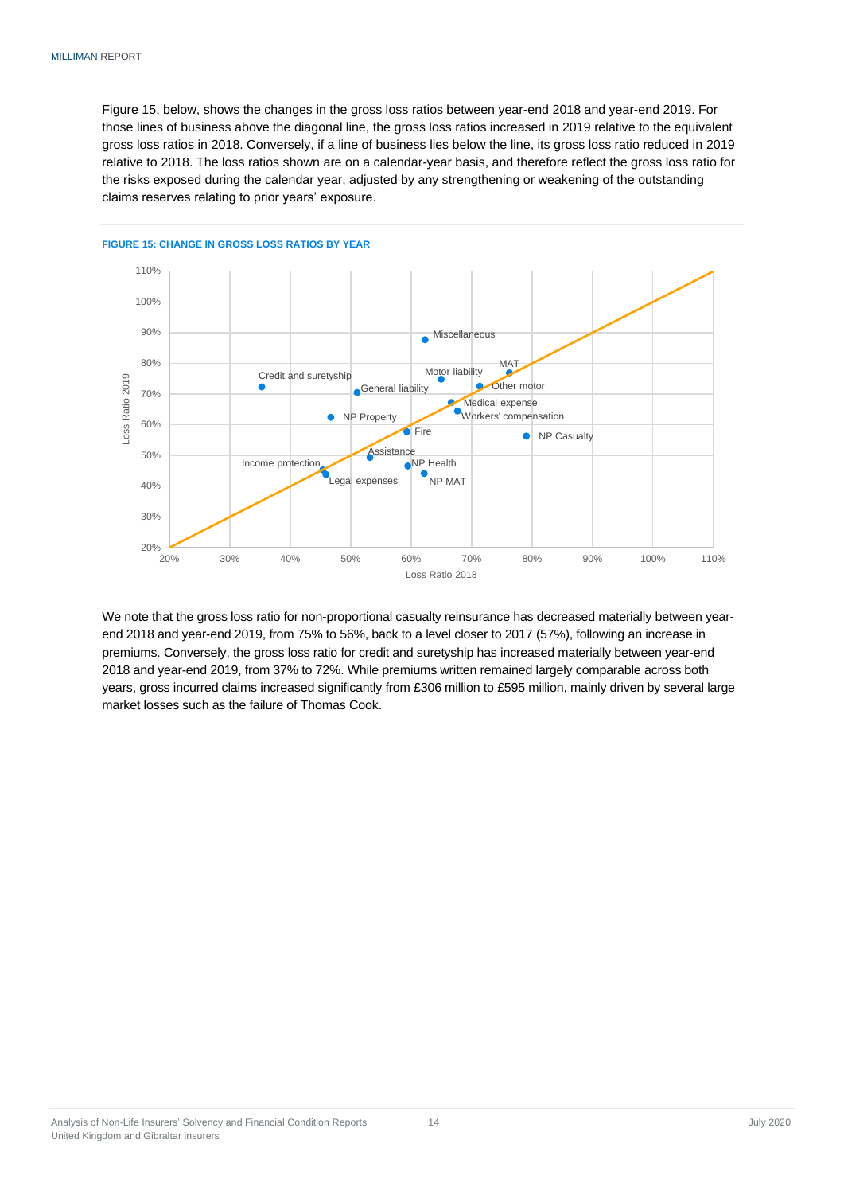Figure 15, below, shows the changes in the gross loss ratios between year-end 2018 and year-end 2019. For those lines of business above the diagonal line, the gross loss ratios increased in 2019 relative to the equivalent gross loss ratios in 2018. Conversely, if a line of business lies below the line, its gross loss ratio reduced in 2019 relative to 2018. The loss ratios shown are on a calendar-year basis, and therefore reflect the gross loss ratio for the risks exposed during the calendar year, adjusted by any strengthening or weakening of the outstanding claims reserves relating to prior years' exposure.

**FIGURE 15: CHANGE IN GROSS LOSS RATIOS BY YEAR**

We note that the gross loss ratio for non-proportional casualty reinsurance has decreased materially between year-end 2018 and year-end 2019, from 75% to 56%, back to a level closer to 2017 (57%), following an increase in premiums. Conversely, the gross loss ratio for credit and suretyship has increased materially between year-end 2018 and year-end 2019, from 37% to 72%. While premiums written remained largely comparable across both years, gross incurred claims increased significantly from £306 million to £595 million, mainly driven by several large market losses such as the failure of Thomas Cook.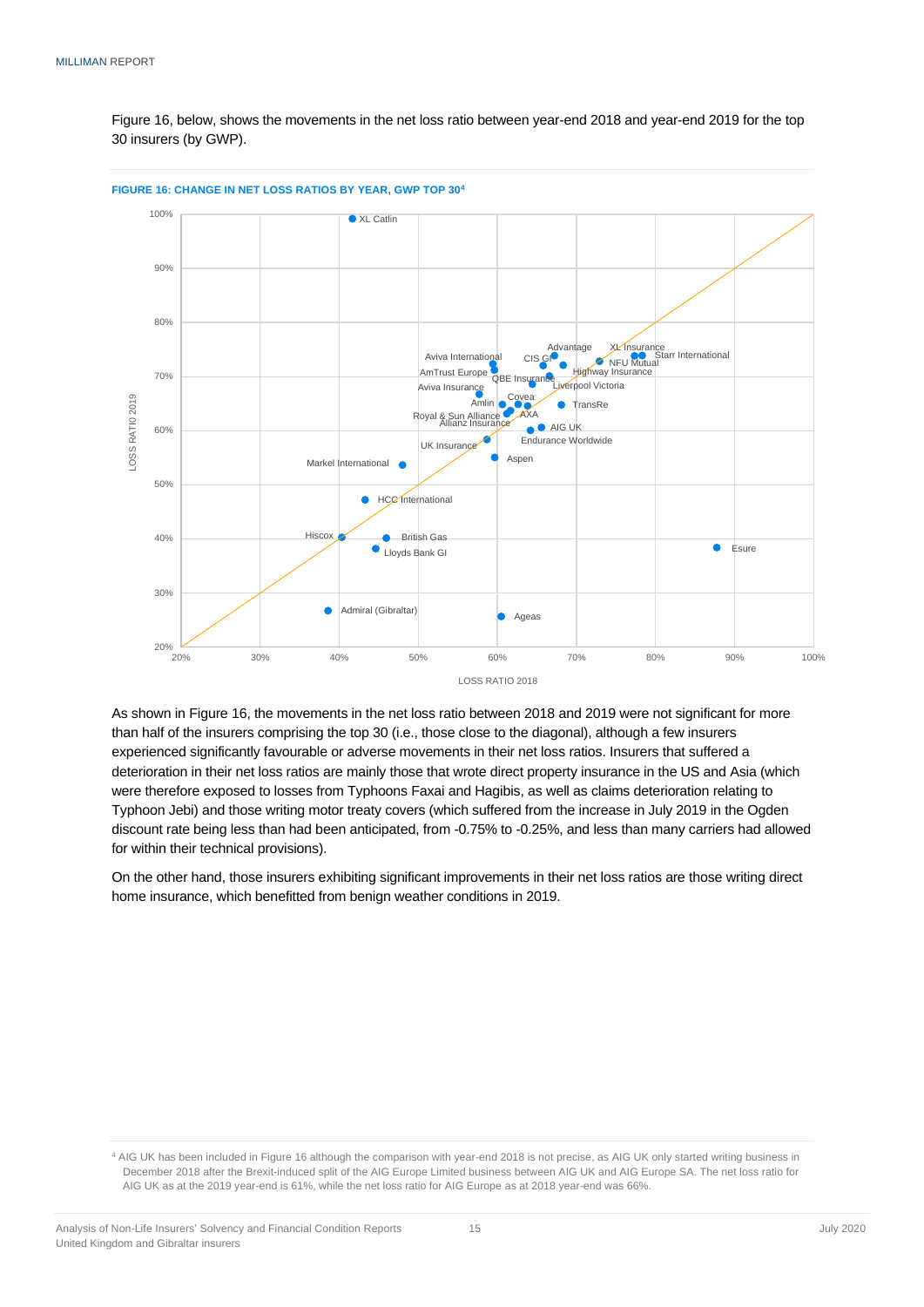Figure 16, below, shows the movements in the net loss ratio between year-end 2018 and year-end 2019 for the top 30 insurers (by GWP).

**FIGURE 16: CHANGE IN NET LOSS RATIOS BY YEAR, GWP TOP 30**[4]

As shown in Figure 16, the movements in the net loss ratio between 2018 and 2019 were not significant for more than half of the insurers comprising the top 30 (i.e., those close to the diagonal), although a few insurers experienced significantly favourable or adverse movements in their net loss ratios. Insurers that suffered a deterioration in their net loss ratios are mainly those that wrote direct property insurance in the US and Asia (which were therefore exposed to losses from Typhoons Faxai and Hagibis, as well as claims deterioration relating to Typhoon Jebi) and those writing motor treaty covers (which suffered from the increase in July 2019 in the Ogden discount rate being less than had been anticipated, from -0.75% to -0.25%, and less than many carriers had allowed for within their technical provisions).

On the other hand, those insurers exhibiting significant improvements in their net loss ratios are those writing direct home insurance, which benefitted from benign weather conditions in 2019.

[4] AIG UK has been included in Figure 16 although the comparison with year-end 2018 is not precise, as AIG UK only started writing business in December 2018 after the Brexit-induced split of the AIG Europe Limited business between AIG UK and AIG Europe SA. The net loss ratio for AIG UK as at the 2019 year-end is 61%, while the net loss ratio for AIG Europe as at 2018 year-end was 66%.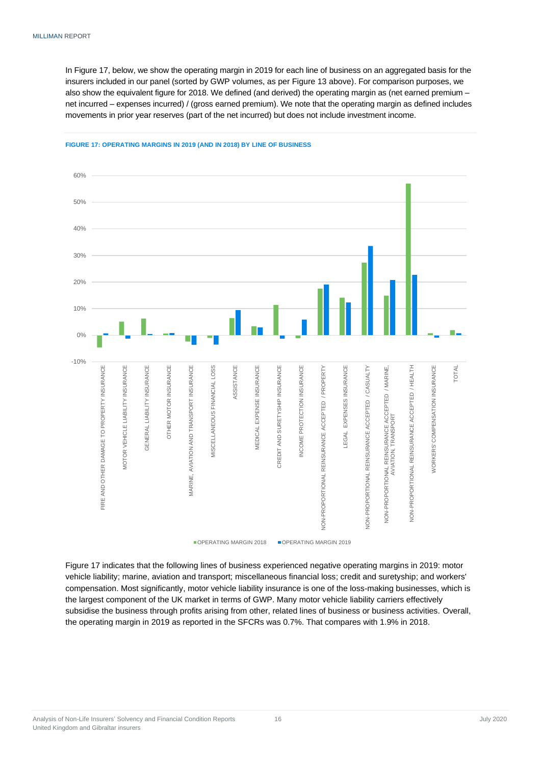In Figure 17, below, we show the operating margin in 2019 for each line of business on an aggregated basis for the insurers included in our panel (sorted by GWP volumes, as per Figure 13 above). For comparison purposes, we also show the equivalent figure for 2018. We defined (and derived) the operating margin as (net earned premium – net incurred – expenses incurred) / (gross earned premium). We note that the operating margin as defined includes movements in prior year reserves (part of the net incurred) but does not include investment income.

**FIGURE 17: OPERATING MARGINS IN 2019 (AND IN 2018) BY LINE OF BUSINESS**

Figure 17 indicates that the following lines of business experienced negative operating margins in 2019: motor vehicle liability; marine, aviation and transport; miscellaneous financial loss; credit and suretyship; and workers' compensation. Most significantly, motor vehicle liability insurance is one of the loss-making businesses, which is the largest component of the UK market in terms of GWP. Many motor vehicle liability carriers effectively subsidise the business through profits arising from other, related lines of business or business activities. Overall, the operating margin in 2019 as reported in the SFCRs was 0.7%. That compares with 1.9% in 2018.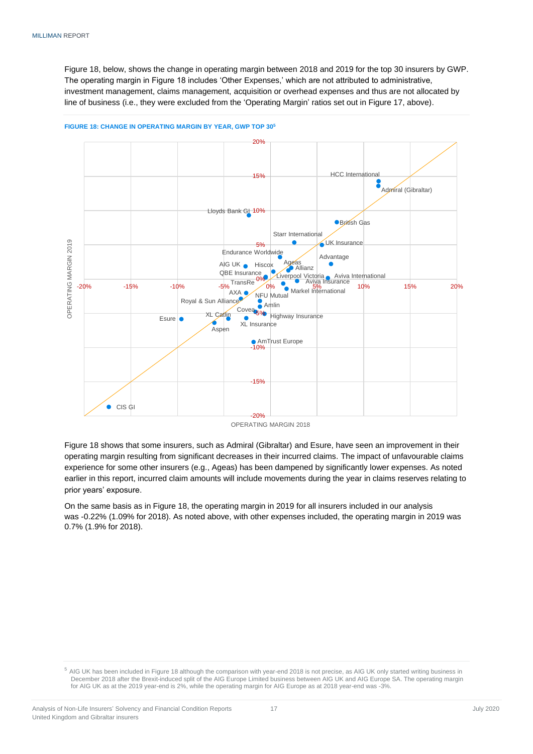Figure 18, below, shows the change in operating margin between 2018 and 2019 for the top 30 insurers by GWP. The operating margin in Figure 18 includes 'Other Expenses,' which are not attributed to administrative, investment management, claims management, acquisition or overhead expenses and thus are not allocated by line of business (i.e., they were excluded from the 'Operating Margin' ratios set out in Figure 17, above).

**FIGURE 18: CHANGE IN OPERATING MARGIN BY YEAR, GWP TOP 30[5]**

Figure 18 shows that some insurers, such as Admiral (Gibraltar) and Esure, have seen an improvement in their operating margin resulting from significant decreases in their incurred claims. The impact of unfavourable claims experience for some other insurers (e.g., Ageas) has been dampened by significantly lower expenses. As noted earlier in this report, incurred claim amounts will include movements during the year in claims reserves relating to prior years' exposure.

On the same basis as in Figure 18, the operating margin in 2019 for all insurers included in our analysis was -0.22% (1.09% for 2018). As noted above, with other expenses included, the operating margin in 2019 was 0.7% (1.9% for 2018).

---

[5] AIG UK has been included in Figure 18 although the comparison with year-end 2018 is not precise, as AIG UK only started writing business in December 2018 after the Brexit-induced split of the AIG Europe Limited business between AIG UK and AIG Europe SA. The operating margin for AIG UK as at the 2019 year-end is 2%, while the operating margin for AIG Europe as at 2018 year-end was -3%.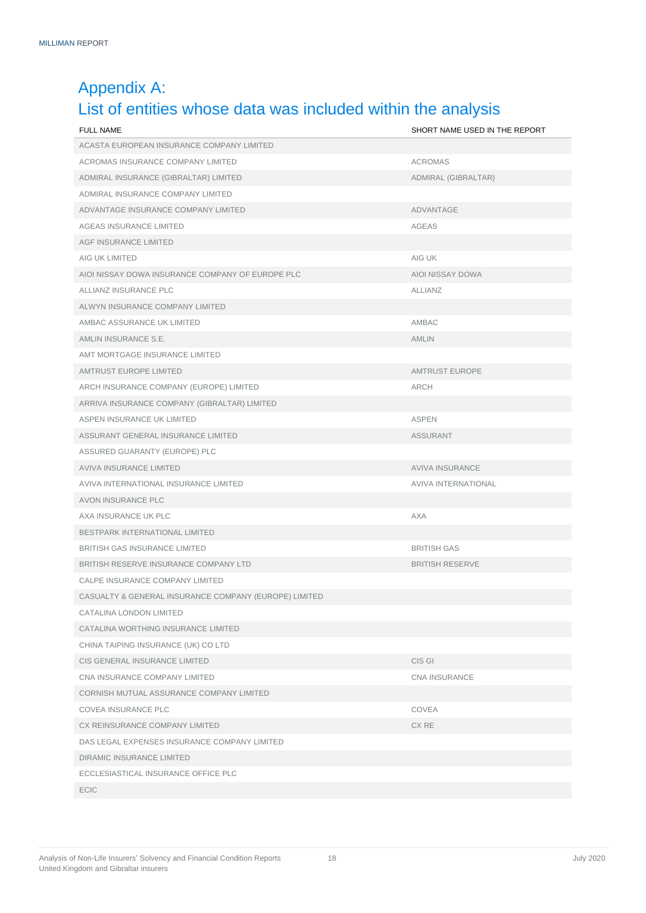# Appendix A: List of entities whose data was included within the analysis

| FULL NAME | SHORT NAME USED IN THE REPORT |
|---|---|
| ACASTA EUROPEAN INSURANCE COMPANY LIMITED | |
| ACROMAS INSURANCE COMPANY LIMITED | ACROMAS |
| ADMIRAL INSURANCE (GIBRALTAR) LIMITED | ADMIRAL (GIBRALTAR) |
| ADMIRAL INSURANCE COMPANY LIMITED | |
| ADVANTAGE INSURANCE COMPANY LIMITED | ADVANTAGE |
| AGEAS INSURANCE LIMITED | AGEAS |
| AGF INSURANCE LIMITED | |
| AIG UK LIMITED | AIG UK |
| AIOI NISSAY DOWA INSURANCE COMPANY OF EUROPE PLC | AIOI NISSAY DOWA |
| ALLIANZ INSURANCE PLC | ALLIANZ |
| ALWYN INSURANCE COMPANY LIMITED | |
| AMBAC ASSURANCE UK LIMITED | AMBAC |
| AMLIN INSURANCE S.E. | AMLIN |
| AMT MORTGAGE INSURANCE LIMITED | |
| AMTRUST EUROPE LIMITED | AMTRUST EUROPE |
| ARCH INSURANCE COMPANY (EUROPE) LIMITED | ARCH |
| ARRIVA INSURANCE COMPANY (GIBRALTAR) LIMITED | |
| ASPEN INSURANCE UK LIMITED | ASPEN |
| ASSURANT GENERAL INSURANCE LIMITED | ASSURANT |
| ASSURED GUARANTY (EUROPE) PLC | |
| AVIVA INSURANCE LIMITED | AVIVA INSURANCE |
| AVIVA INTERNATIONAL INSURANCE LIMITED | AVIVA INTERNATIONAL |
| AVON INSURANCE PLC | |
| AXA INSURANCE UK PLC | AXA |
| BESTPARK INTERNATIONAL LIMITED | |
| BRITISH GAS INSURANCE LIMITED | BRITISH GAS |
| BRITISH RESERVE INSURANCE COMPANY LTD | BRITISH RESERVE |
| CALPE INSURANCE COMPANY LIMITED | |
| CASUALTY & GENERAL INSURANCE COMPANY (EUROPE) LIMITED | |
| CATALINA LONDON LIMITED | |
| CATALINA WORTHING INSURANCE LIMITED | |
| CHINA TAIPING INSURANCE (UK) CO LTD | |
| CIS GENERAL INSURANCE LIMITED | CIS GI |
| CNA INSURANCE COMPANY LIMITED | CNA INSURANCE |
| CORNISH MUTUAL ASSURANCE COMPANY LIMITED | |
| COVEA INSURANCE PLC | COVEA |
| CX REINSURANCE COMPANY LIMITED | CX RE |
| DAS LEGAL EXPENSES INSURANCE COMPANY LIMITED | |
| DIRAMIC INSURANCE LIMITED | |
| ECCLESIASTICAL INSURANCE OFFICE PLC | |
| ECIC | |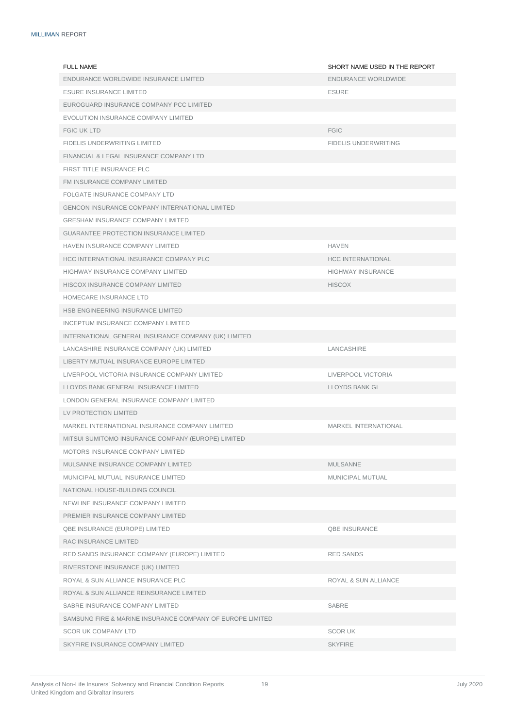| FULL NAME | SHORT NAME USED IN THE REPORT |
|---|---|
| ENDURANCE WORLDWIDE INSURANCE LIMITED | ENDURANCE WORLDWIDE |
| ESURE INSURANCE LIMITED | ESURE |
| EUROGUARD INSURANCE COMPANY PCC LIMITED | |
| EVOLUTION INSURANCE COMPANY LIMITED | |
| FGIC UK LTD | FGIC |
| FIDELIS UNDERWRITING LIMITED | FIDELIS UNDERWRITING |
| FINANCIAL & LEGAL INSURANCE COMPANY LTD | |
| FIRST TITLE INSURANCE PLC | |
| FM INSURANCE COMPANY LIMITED | |
| FOLGATE INSURANCE COMPANY LTD | |
| GENCON INSURANCE COMPANY INTERNATIONAL LIMITED | |
| GRESHAM INSURANCE COMPANY LIMITED | |
| GUARANTEE PROTECTION INSURANCE LIMITED | |
| HAVEN INSURANCE COMPANY LIMITED | HAVEN |
| HCC INTERNATIONAL INSURANCE COMPANY PLC | HCC INTERNATIONAL |
| HIGHWAY INSURANCE COMPANY LIMITED | HIGHWAY INSURANCE |
| HISCOX INSURANCE COMPANY LIMITED | HISCOX |
| HOMECARE INSURANCE LTD | |
| HSB ENGINEERING INSURANCE LIMITED | |
| INCEPTUM INSURANCE COMPANY LIMITED | |
| INTERNATIONAL GENERAL INSURANCE COMPANY (UK) LIMITED | |
| LANCASHIRE INSURANCE COMPANY (UK) LIMITED | LANCASHIRE |
| LIBERTY MUTUAL INSURANCE EUROPE LIMITED | |
| LIVERPOOL VICTORIA INSURANCE COMPANY LIMITED | LIVERPOOL VICTORIA |
| LLOYDS BANK GENERAL INSURANCE LIMITED | LLOYDS BANK GI |
| LONDON GENERAL INSURANCE COMPANY LIMITED | |
| LV PROTECTION LIMITED | |
| MARKEL INTERNATIONAL INSURANCE COMPANY LIMITED | MARKEL INTERNATIONAL |
| MITSUI SUMITOMO INSURANCE COMPANY (EUROPE) LIMITED | |
| MOTORS INSURANCE COMPANY LIMITED | |
| MULSANNE INSURANCE COMPANY LIMITED | MULSANNE |
| MUNICIPAL MUTUAL INSURANCE LIMITED | MUNICIPAL MUTUAL |
| NATIONAL HOUSE-BUILDING COUNCIL | |
| NEWLINE INSURANCE COMPANY LIMITED | |
| PREMIER INSURANCE COMPANY LIMITED | |
| QBE INSURANCE (EUROPE) LIMITED | QBE INSURANCE |
| RAC INSURANCE LIMITED | |
| RED SANDS INSURANCE COMPANY (EUROPE) LIMITED | RED SANDS |
| RIVERSTONE INSURANCE (UK) LIMITED | |
| ROYAL & SUN ALLIANCE INSURANCE PLC | ROYAL & SUN ALLIANCE |
| ROYAL & SUN ALLIANCE REINSURANCE LIMITED | |
| SABRE INSURANCE COMPANY LIMITED | SABRE |
| SAMSUNG FIRE & MARINE INSURANCE COMPANY OF EUROPE LIMITED | |
| SCOR UK COMPANY LTD | SCOR UK |
| SKYFIRE INSURANCE COMPANY LIMITED | SKYFIRE |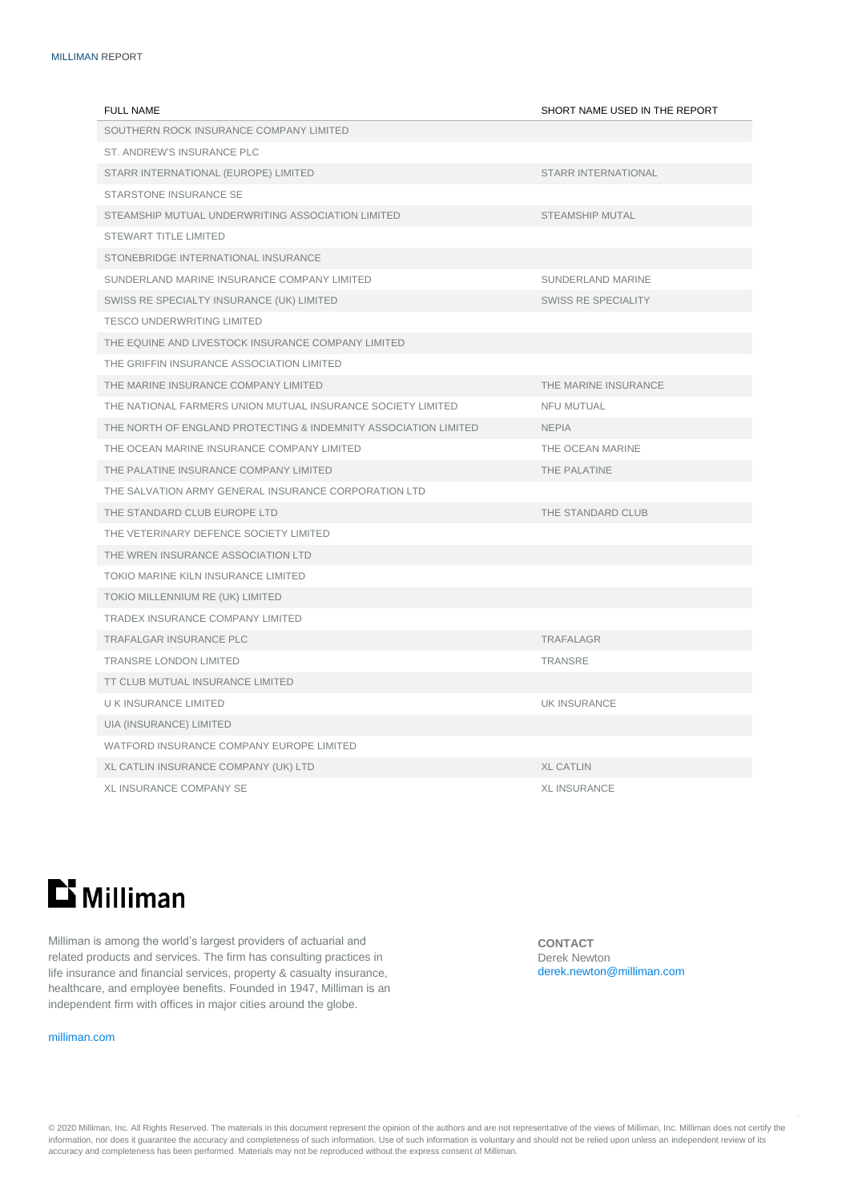| FULL NAME | SHORT NAME USED IN THE REPORT |
|---|---|
| SOUTHERN ROCK INSURANCE COMPANY LIMITED | |
| ST. ANDREW'S INSURANCE PLC | |
| STARR INTERNATIONAL (EUROPE) LIMITED | STARR INTERNATIONAL |
| STARSTONE INSURANCE SE | |
| STEAMSHIP MUTUAL UNDERWRITING ASSOCIATION LIMITED | STEAMSHIP MUTAL |
| STEWART TITLE LIMITED | |
| STONEBRIDGE INTERNATIONAL INSURANCE | |
| SUNDERLAND MARINE INSURANCE COMPANY LIMITED | SUNDERLAND MARINE |
| SWISS RE SPECIALTY INSURANCE (UK) LIMITED | SWISS RE SPECIALITY |
| TESCO UNDERWRITING LIMITED | |
| THE EQUINE AND LIVESTOCK INSURANCE COMPANY LIMITED | |
| THE GRIFFIN INSURANCE ASSOCIATION LIMITED | |
| THE MARINE INSURANCE COMPANY LIMITED | THE MARINE INSURANCE |
| THE NATIONAL FARMERS UNION MUTUAL INSURANCE SOCIETY LIMITED | NFU MUTUAL |
| THE NORTH OF ENGLAND PROTECTING & INDEMNITY ASSOCIATION LIMITED | NEPIA |
| THE OCEAN MARINE INSURANCE COMPANY LIMITED | THE OCEAN MARINE |
| THE PALATINE INSURANCE COMPANY LIMITED | THE PALATINE |
| THE SALVATION ARMY GENERAL INSURANCE CORPORATION LTD | |
| THE STANDARD CLUB EUROPE LTD | THE STANDARD CLUB |
| THE VETERINARY DEFENCE SOCIETY LIMITED | |
| THE WREN INSURANCE ASSOCIATION LTD | |
| TOKIO MARINE KILN INSURANCE LIMITED | |
| TOKIO MILLENNIUM RE (UK) LIMITED | |
| TRADEX INSURANCE COMPANY LIMITED | |
| TRAFALGAR INSURANCE PLC | TRAFALAGR |
| TRANSRE LONDON LIMITED | TRANSRE |
| TT CLUB MUTUAL INSURANCE LIMITED | |
| U K INSURANCE LIMITED | UK INSURANCE |
| UIA (INSURANCE) LIMITED | |
| WATFORD INSURANCE COMPANY EUROPE LIMITED | |
| XL CATLIN INSURANCE COMPANY (UK) LTD | XL CATLIN |
| XL INSURANCE COMPANY SE | XL INSURANCE |

Milliman

Milliman is among the world's largest providers of actuarial and related products and services. The firm has consulting practices in life insurance and financial services, property & casualty insurance, healthcare, and employee benefits. Founded in 1947, Milliman is an independent firm with offices in major cities around the globe.

milliman.com

**CONTACT**
Derek Newton
derek.newton@milliman.com

© 2020 Milliman, Inc. All Rights Reserved. The materials in this document represent the opinion of the authors and are not representative of the views of Milliman, Inc. Milliman does not certify the information, nor does it guarantee the accuracy and completeness of such information. Use of such information is voluntary and should not be relied upon unless an independent review of its accuracy and completeness has been performed. Materials may not be reproduced without the express consent of Milliman.